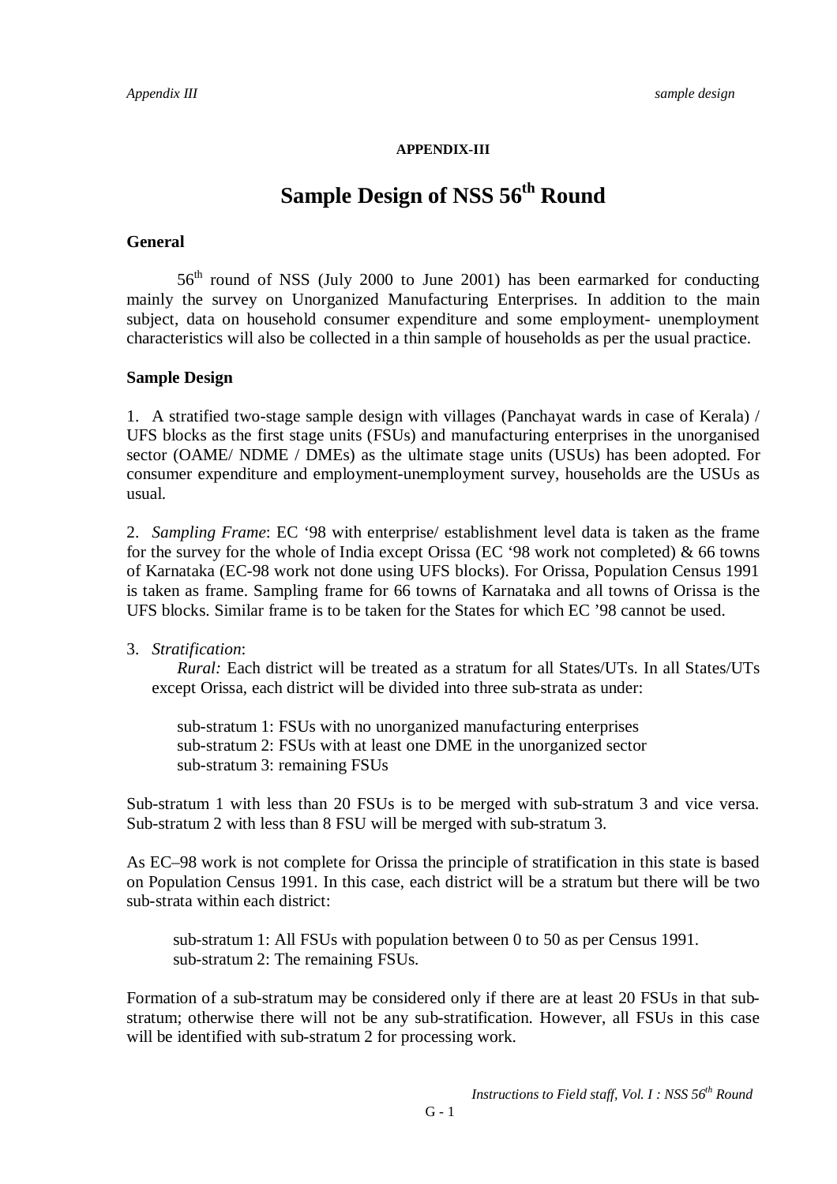**APPENDIX-III**

# Sample Design of NSS 56th Round

## General

56th round of NSS (July 2000 to June 2001) has been earmarked for conducting mainly the survey on Unorganized Manufacturing Enterprises. In addition to the main subject, data on household consumer expenditure and some employment- unemployment characteristics will also be collected in a thin sample of households as per the usual practice.

## Sample Design

1. A stratified two-stage sample design with villages (Panchayat wards in case of Kerala) / UFS blocks as the first stage units (FSUs) and manufacturing enterprises in the unorganised sector (OAME/ NDME / DMEs) as the ultimate stage units (USUs) has been adopted. For consumer expenditure and employment-unemployment survey, households are the USUs as usual.

2. *Sampling Frame*: EC '98 with enterprise/ establishment level data is taken as the frame for the survey for the whole of India except Orissa (EC '98 work not completed) & 66 towns of Karnataka (EC-98 work not done using UFS blocks). For Orissa, Population Census 1991 is taken as frame. Sampling frame for 66 towns of Karnataka and all towns of Orissa is the UFS blocks. Similar frame is to be taken for the States for which EC '98 cannot be used.

3. *Stratification*:

   *Rural:* Each district will be treated as a stratum for all States/UTs. In all States/UTs except Orissa, each district will be divided into three sub-strata as under:

   sub-stratum 1: FSUs with no unorganized manufacturing enterprises
   sub-stratum 2: FSUs with at least one DME in the unorganized sector
   sub-stratum 3: remaining FSUs

Sub-stratum 1 with less than 20 FSUs is to be merged with sub-stratum 3 and vice versa. Sub-stratum 2 with less than 8 FSU will be merged with sub-stratum 3.

As EC–98 work is not complete for Orissa the principle of stratification in this state is based on Population Census 1991. In this case, each district will be a stratum but there will be two sub-strata within each district:

   sub-stratum 1: All FSUs with population between 0 to 50 as per Census 1991.
   sub-stratum 2: The remaining FSUs.

Formation of a sub-stratum may be considered only if there are at least 20 FSUs in that sub-stratum; otherwise there will not be any sub-stratification. However, all FSUs in this case will be identified with sub-stratum 2 for processing work.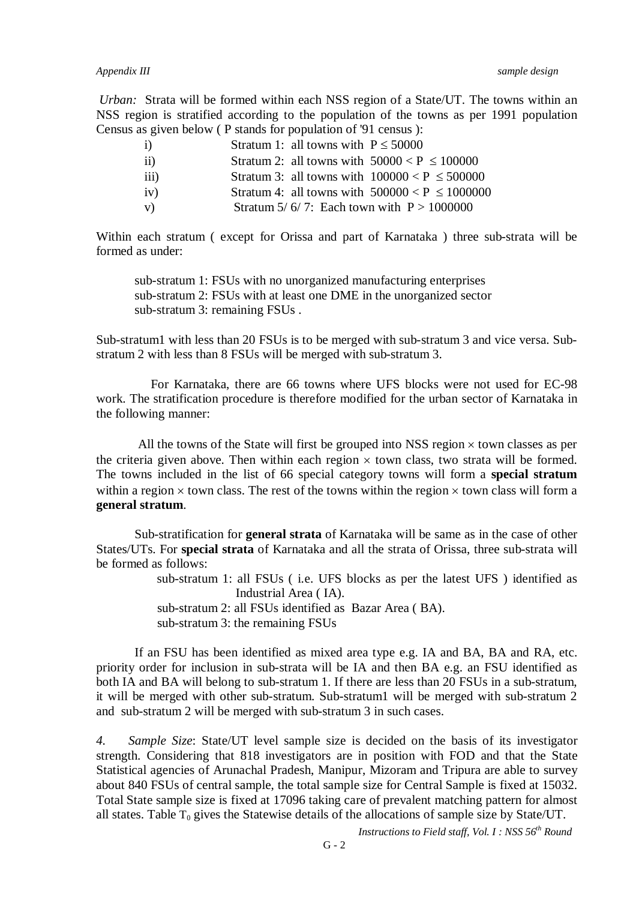*Urban:* Strata will be formed within each NSS region of a State/UT. The towns within an NSS region is stratified according to the population of the towns as per 1991 population Census as given below ( P stands for population of '91 census ):

- i) Stratum 1: all towns with $P \leq 50000$
- ii) Stratum 2: all towns with $50000 < P \leq 100000$
- iii) Stratum 3: all towns with $100000 < P \leq 500000$
- iv) Stratum 4: all towns with $500000 < P \leq 1000000$
- v) Stratum 5/ 6/ 7: Each town with $P > 1000000$

Within each stratum ( except for Orissa and part of Karnataka ) three sub-strata will be formed as under:

sub-stratum 1: FSUs with no unorganized manufacturing enterprises
sub-stratum 2: FSUs with at least one DME in the unorganized sector
sub-stratum 3: remaining FSUs .

Sub-stratum1 with less than 20 FSUs is to be merged with sub-stratum 3 and vice versa. Sub-stratum 2 with less than 8 FSUs will be merged with sub-stratum 3.

For Karnataka, there are 66 towns where UFS blocks were not used for EC-98 work. The stratification procedure is therefore modified for the urban sector of Karnataka in the following manner:

All the towns of the State will first be grouped into NSS region × town classes as per the criteria given above. Then within each region × town class, two strata will be formed. The towns included in the list of 66 special category towns will form a **special stratum** within a region × town class. The rest of the towns within the region × town class will form a **general stratum**.

Sub-stratification for **general strata** of Karnataka will be same as in the case of other States/UTs. For **special strata** of Karnataka and all the strata of Orissa, three sub-strata will be formed as follows:

sub-stratum 1: all FSUs ( i.e. UFS blocks as per the latest UFS ) identified as Industrial Area ( IA).
sub-stratum 2: all FSUs identified as Bazar Area ( BA).
sub-stratum 3: the remaining FSUs

If an FSU has been identified as mixed area type e.g. IA and BA, BA and RA, etc. priority order for inclusion in sub-strata will be IA and then BA e.g. an FSU identified as both IA and BA will belong to sub-stratum 1. If there are less than 20 FSUs in a sub-stratum, it will be merged with other sub-stratum. Sub-stratum1 will be merged with sub-stratum 2 and sub-stratum 2 will be merged with sub-stratum 3 in such cases.

*4. Sample Size*: State/UT level sample size is decided on the basis of its investigator strength. Considering that 818 investigators are in position with FOD and that the State Statistical agencies of Arunachal Pradesh, Manipur, Mizoram and Tripura are able to survey about 840 FSUs of central sample, the total sample size for Central Sample is fixed at 15032. Total State sample size is fixed at 17096 taking care of prevalent matching pattern for almost all states. Table $T_0$ gives the Statewise details of the allocations of sample size by State/UT.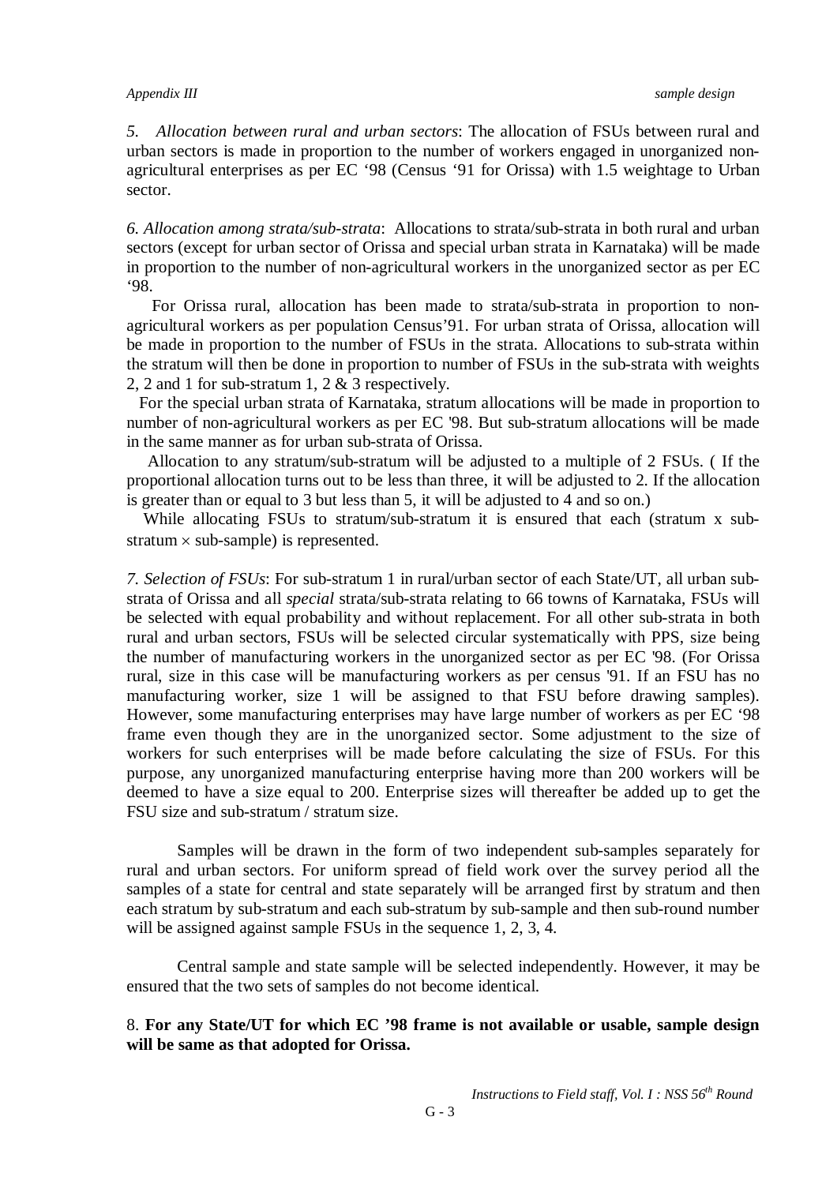*5. Allocation between rural and urban sectors*: The allocation of FSUs between rural and urban sectors is made in proportion to the number of workers engaged in unorganized non-agricultural enterprises as per EC '98 (Census '91 for Orissa) with 1.5 weightage to Urban sector.

*6. Allocation among strata/sub-strata*: Allocations to strata/sub-strata in both rural and urban sectors (except for urban sector of Orissa and special urban strata in Karnataka) will be made in proportion to the number of non-agricultural workers in the unorganized sector as per EC '98.

For Orissa rural, allocation has been made to strata/sub-strata in proportion to non-agricultural workers as per population Census'91. For urban strata of Orissa, allocation will be made in proportion to the number of FSUs in the strata. Allocations to sub-strata within the stratum will then be done in proportion to number of FSUs in the sub-strata with weights 2, 2 and 1 for sub-stratum 1, 2 & 3 respectively.

For the special urban strata of Karnataka, stratum allocations will be made in proportion to number of non-agricultural workers as per EC '98. But sub-stratum allocations will be made in the same manner as for urban sub-strata of Orissa.

Allocation to any stratum/sub-stratum will be adjusted to a multiple of 2 FSUs. ( If the proportional allocation turns out to be less than three, it will be adjusted to 2. If the allocation is greater than or equal to 3 but less than 5, it will be adjusted to 4 and so on.)

While allocating FSUs to stratum/sub-stratum it is ensured that each (stratum x sub-stratum $\times$ sub-sample) is represented.

*7. Selection of FSUs*: For sub-stratum 1 in rural/urban sector of each State/UT, all urban sub-strata of Orissa and all *special* strata/sub-strata relating to 66 towns of Karnataka, FSUs will be selected with equal probability and without replacement. For all other sub-strata in both rural and urban sectors, FSUs will be selected circular systematically with PPS, size being the number of manufacturing workers in the unorganized sector as per EC '98. (For Orissa rural, size in this case will be manufacturing workers as per census '91. If an FSU has no manufacturing worker, size 1 will be assigned to that FSU before drawing samples). However, some manufacturing enterprises may have large number of workers as per EC '98 frame even though they are in the unorganized sector. Some adjustment to the size of workers for such enterprises will be made before calculating the size of FSUs. For this purpose, any unorganized manufacturing enterprise having more than 200 workers will be deemed to have a size equal to 200. Enterprise sizes will thereafter be added up to get the FSU size and sub-stratum / stratum size.

Samples will be drawn in the form of two independent sub-samples separately for rural and urban sectors. For uniform spread of field work over the survey period all the samples of a state for central and state separately will be arranged first by stratum and then each stratum by sub-stratum and each sub-stratum by sub-sample and then sub-round number will be assigned against sample FSUs in the sequence 1, 2, 3, 4.

Central sample and state sample will be selected independently. However, it may be ensured that the two sets of samples do not become identical.

8. **For any State/UT for which EC '98 frame is not available or usable, sample design will be same as that adopted for Orissa.**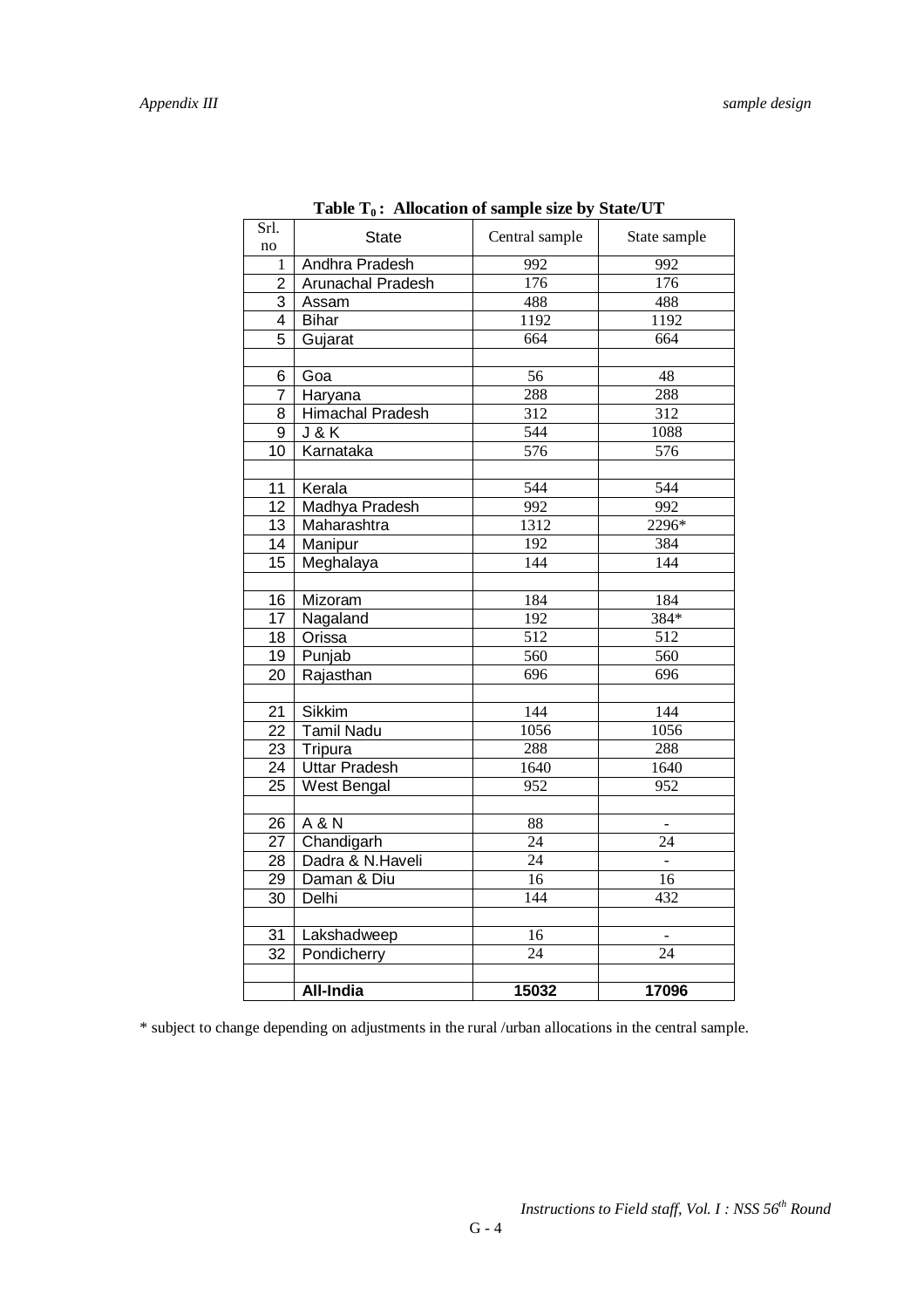**Table $T_0$ : Allocation of sample size by State/UT**

| Srl. no | State | Central sample | State sample |
|---|---|---|---|
| 1 | Andhra Pradesh | 992 | 992 |
| 2 | Arunachal Pradesh | 176 | 176 |
| 3 | Assam | 488 | 488 |
| 4 | Bihar | 1192 | 1192 |
| 5 | Gujarat | 664 | 664 |
| | | | |
| 6 | Goa | 56 | 48 |
| 7 | Haryana | 288 | 288 |
| 8 | Himachal Pradesh | 312 | 312 |
| 9 | J & K | 544 | 1088 |
| 10 | Karnataka | 576 | 576 |
| | | | |
| 11 | Kerala | 544 | 544 |
| 12 | Madhya Pradesh | 992 | 992 |
| 13 | Maharashtra | 1312 | 2296* |
| 14 | Manipur | 192 | 384 |
| 15 | Meghalaya | 144 | 144 |
| | | | |
| 16 | Mizoram | 184 | 184 |
| 17 | Nagaland | 192 | 384* |
| 18 | Orissa | 512 | 512 |
| 19 | Punjab | 560 | 560 |
| 20 | Rajasthan | 696 | 696 |
| | | | |
| 21 | Sikkim | 144 | 144 |
| 22 | Tamil Nadu | 1056 | 1056 |
| 23 | Tripura | 288 | 288 |
| 24 | Uttar Pradesh | 1640 | 1640 |
| 25 | West Bengal | 952 | 952 |
| | | | |
| 26 | A & N | 88 | - |
| 27 | Chandigarh | 24 | 24 |
| 28 | Dadra & N.Haveli | 24 | - |
| 29 | Daman & Diu | 16 | 16 |
| 30 | Delhi | 144 | 432 |
| | | | |
| 31 | Lakshadweep | 16 | - |
| 32 | Pondicherry | 24 | 24 |
| | | | |
| | **All-India** | **15032** | **17096** |

* subject to change depending on adjustments in the rural /urban allocations in the central sample.